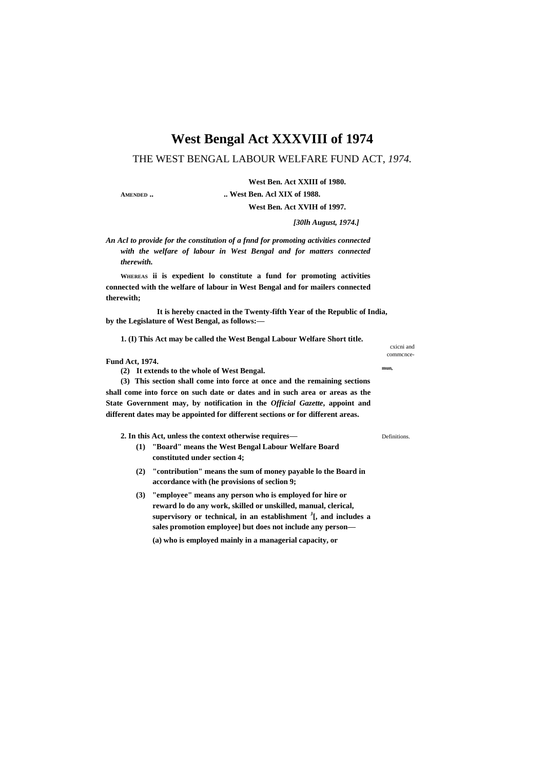# West Bengal Act XXXVIII of 1974

## THE WEST BENGAL LABOUR WELFARE FUND ACT, *1974.*

**West Ben. Act XXIII of 1980.**

AMENDED .. .. **West Ben. Acl XIX of 1988.**

**West Ben. Act XVIH of 1997.**

***[30lh August, 1974.]***

***An Acl to provide for the constitution of a fnnd for promoting activities connected with the welfare of labour in West Bengal and for matters connected therewith.***

WHEREAS **ii is expedient lo constitute a fund for promoting activities connected with the welfare of labour in West Bengal and for mailers connected therewith;**

**It is hereby cnacted in the Twenty-fifth Year of the Republic of India, by the Legislature of West Bengal, as follows:—**

Short title. cxicni and commcnce- mun,

**1. (I) This Act may be called the West Bengal Labour Welfare Fund Act, 1974.**

**(2) It extends to the whole of West Bengal.**

**(3) This section shall come into force at once and the remaining sections shall come into force on such date or dates and in such area or areas as the State Government may, by notification in the *Official Gazette*, appoint and different dates may be appointed for different sections or for different areas.**

Definitions.

**2. In this Act, unless the context otherwise requires—**

**(1) "Board" means the West Bengal Labour Welfare Board constituted under section 4;**

**(2) "contribution" means the sum of money payable lo the Board in accordance with (he provisions of seclion 9;**

**(3) "employee" means any person who is employed for hire or reward lo do any work, skilled or unskilled, manual, clerical, supervisory or technical, in an establishment [J][, and includes a sales promotion employee] but does not include any person—**

**(a) who is employed mainly in a managerial capacity, or**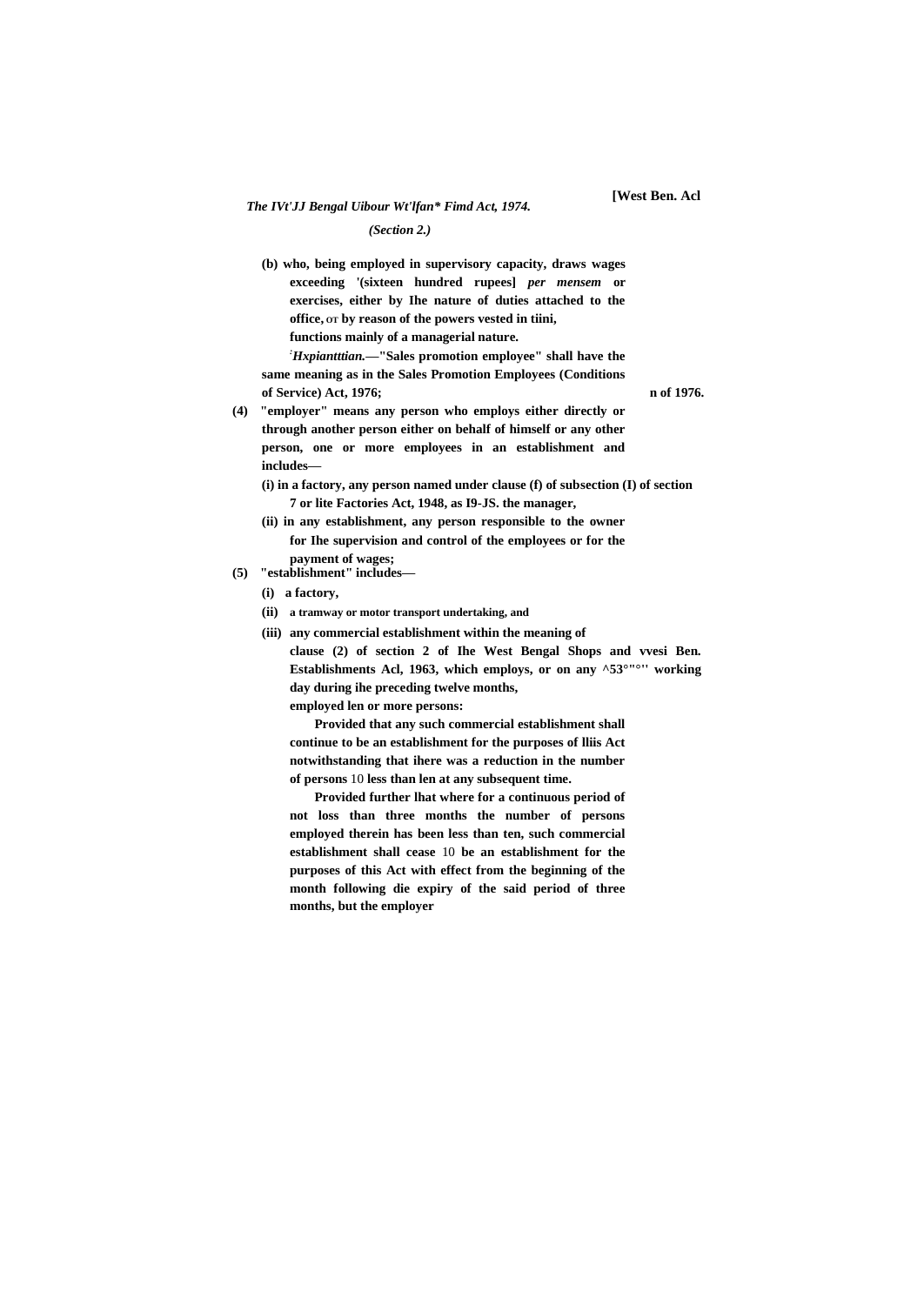*(Section 2.)*

(b) who, being employed in supervisory capacity, draws wages exceeding '(sixteen hundred rupees] *per mensem* or exercises, either by Ihe nature of duties attached to the office, от by reason of the powers vested in tiini, functions mainly of a managerial nature.

*Hxpiantttian.*—"Sales promotion employee" shall have the same meaning as in the Sales Promotion Employees (Conditions of Service) Act, 1976; n of 1976.

(4) "employer" means any person who employs either directly or through another person either on behalf of himself or any other person, one or more employees in an establishment and includes—

(i) in a factory, any person named under clause (f) of subsection (I) of section 7 or lite Factories Act, 1948, as I9-JS. the manager,

(ii) in any establishment, any person responsible to the owner for Ihe supervision and control of the employees or for the payment of wages;

(5) "establishment" includes—

(i) a factory,

(ii) a tramway or motor transport undertaking, and

(iii) any commercial establishment within the meaning of clause (2) of section 2 of Ihe West Bengal Shops and vvesi Ben. Establishments Acl, 1963, which employs, or on any ^53°"°'' working day during ihe preceding twelve months, employed len or more persons:

Provided that any such commercial establishment shall continue to be an establishment for the purposes of lliis Act notwithstanding that ihere was a reduction in the number of persons 10 less than len at any subsequent time.

Provided further lhat where for a continuous period of not loss than three months the number of persons employed therein has been less than ten, such commercial establishment shall cease 10 be an establishment for the purposes of this Act with effect from the beginning of the month following die expiry of the said period of three months, but the employer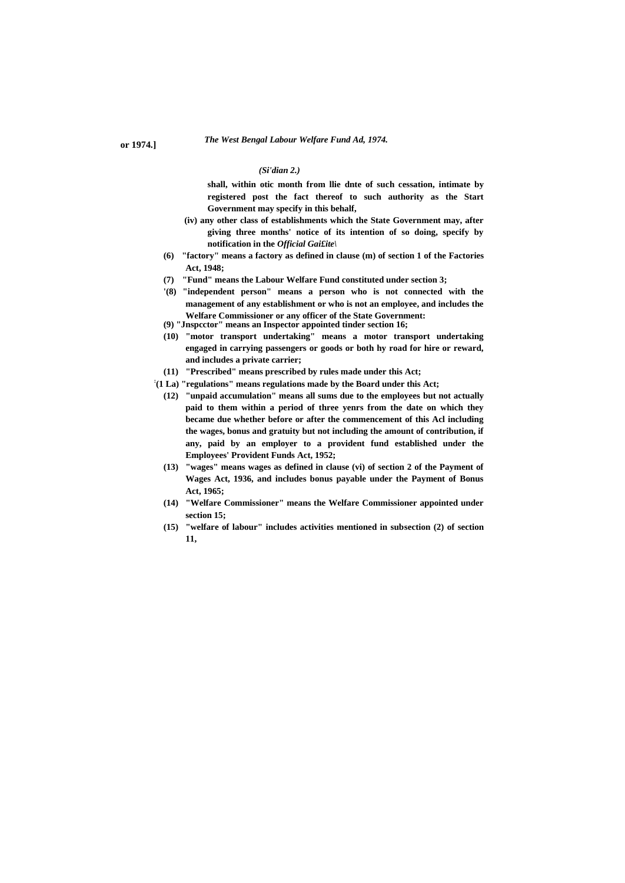*(Si'dian 2.)*

**shall, within otic month from llie dnte of such cessation, intimate by registered post the fact thereof to such authority as the Start Government may specify in this behalf,**

**(iv) any other class of establishments which the State Government may, after giving three months' notice of its intention of so doing, specify by notification in the *Official Gai£ite\***

**(6) "factory" means a factory as defined in clause (m) of section 1 of the Factories Act, 1948;**

**(7) "Fund" means the Labour Welfare Fund constituted under section 3;**

**'(8) "independent person" means a person who is not connected with the management of any establishment or who is not an employee, and includes the Welfare Commissioner or any officer of the State Government:**

**(9) "Jnspcctor" means an Inspector appointed tinder section 16;**

**(10) "motor transport undertaking" means a motor transport undertaking engaged in carrying passengers or goods or both hy road for hire or reward, and includes a private carrier;**

**(11) "Prescribed" means prescribed by rules made under this Act;**

**:(1 La) "regulations" means regulations made by the Board under this Act;**

**(12) "unpaid accumulation" means all sums due to the employees but not actually paid to them within a period of three yenrs from the date on which they became due whether before or after the commencement of this Acl including the wages, bonus and gratuity but not including the amount of contribution, if any, paid by an employer to a provident fund established under the Employees' Provident Funds Act, 1952;**

**(13) "wages" means wages as defined in clause (vi) of section 2 of the Payment of Wages Act, 1936, and includes bonus payable under the Payment of Bonus Act, 1965;**

**(14) "Welfare Commissioner" means the Welfare Commissioner appointed under section 15;**

**(15) "welfare of labour" includes activities mentioned in subsection (2) of section 11,**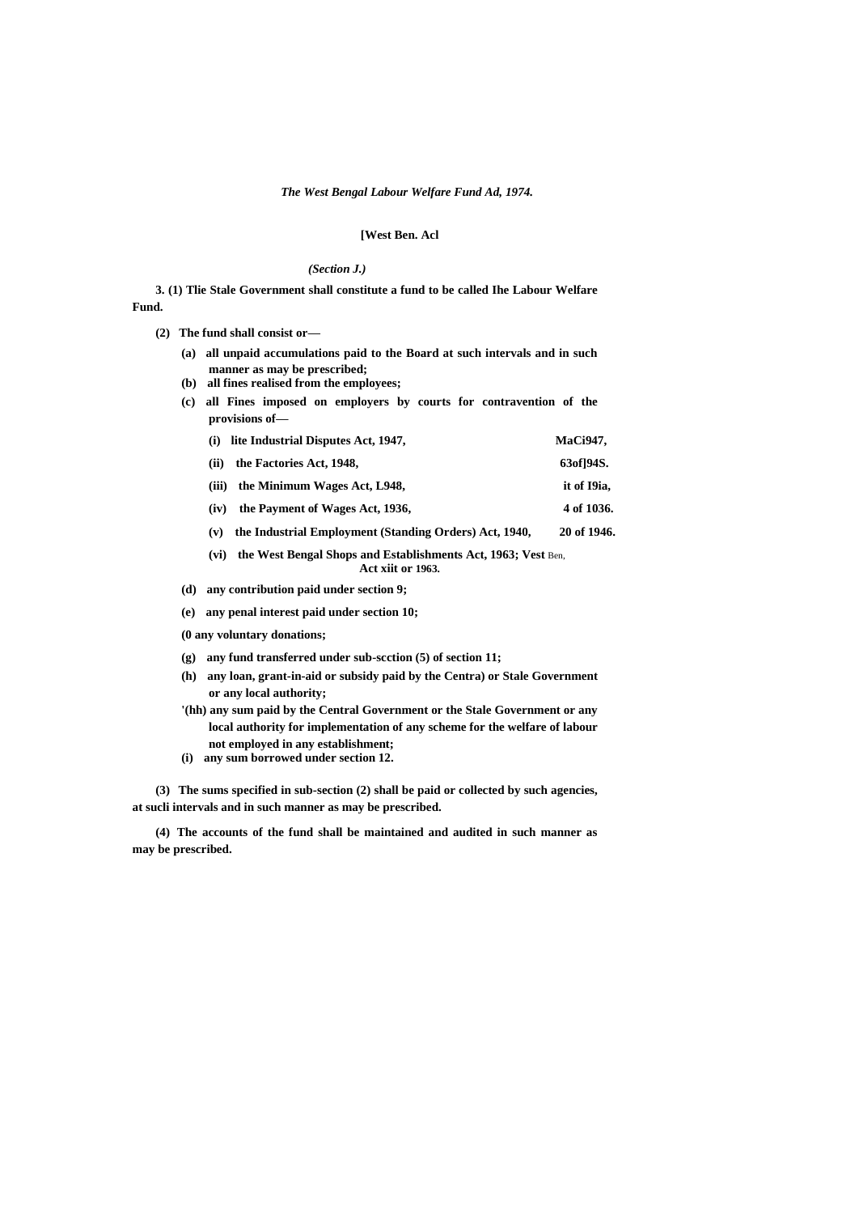*(Section J.)*

**3. (1) Tlie Stale Government shall constitute a fund to be called Ihe Labour Welfare Fund.**

**(2) The fund shall consist or—**

**(a) all unpaid accumulations paid to the Board at such intervals and in such manner as may be prescribed;**

**(b) all fines realised from the employees;**

**(c) all Fines imposed on employers by courts for contravention of the provisions of—**

| | |
|---|---|
| **(i) lite Industrial Disputes Act, 1947,** | **MaCi947,** |
| **(ii) the Factories Act, 1948,** | **63of]94S.** |
| **(iii) the Minimum Wages Act, L948,** | **it of I9ia,** |
| **(iv) the Payment of Wages Act, 1936,** | **4 of 1036.** |
| **(v) the Industrial Employment (Standing Orders) Act, 1940,** | **20 of 1946.** |
| **(vi) the West Bengal Shops and Establishments Act, 1963;** | **Vest** Ben, **Act xiit or 1963.** |

**(d) any contribution paid under section 9;**

**(e) any penal interest paid under section 10;**

**(0 any voluntary donations;**

**(g) any fund transferred under sub-scction (5) of section 11;**

**(h) any loan, grant-in-aid or subsidy paid by the Centra) or Stale Government or any local authority;**

**'(hh) any sum paid by the Central Government or the Stale Government or any local authority for implementation of any scheme for the welfare of labour not employed in any establishment;**

**(i) any sum borrowed under section 12.**

**(3) The sums specified in sub-section (2) shall be paid or collected by such agencies, at sucli intervals and in such manner as may be prescribed.**

**(4) The accounts of the fund shall be maintained and audited in such manner as may be prescribed.**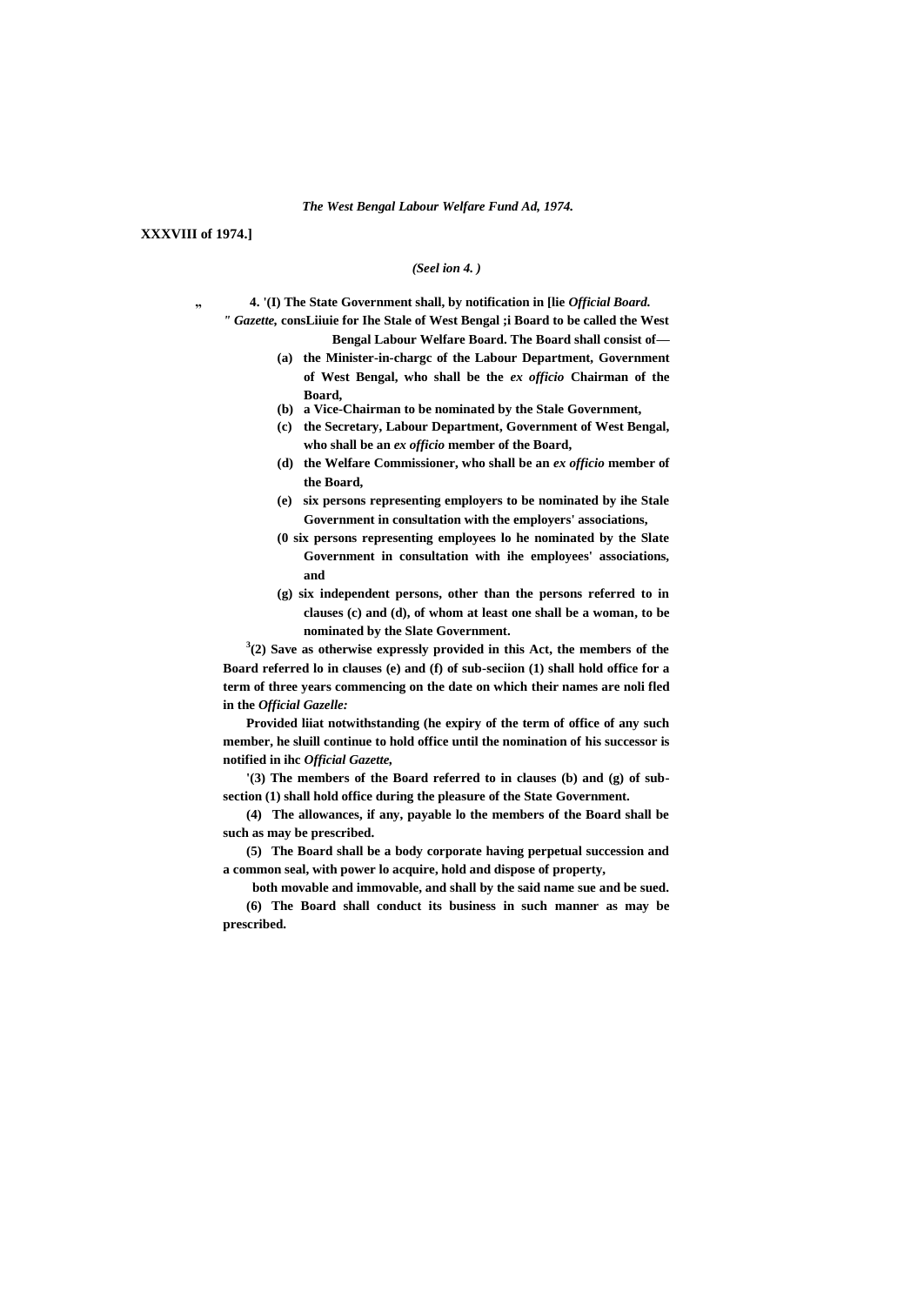*The West Bengal Labour Welfare Fund Ad, 1974.*

**XXXVIII of 1974.]**

*(Seel ion 4. )*

„ **4. '(I) The State Government shall, by notification in [lie *Official Board.* *" Gazette,* consLiiuie for Ihe Stale of West Bengal ;i Board to be called the West Bengal Labour Welfare Board. The Board shall consist of—**

**(a) the Minister-in-chargc of the Labour Department, Government of West Bengal, who shall be the *ex officio* Chairman of the Board,**

**(b) a Vice-Chairman to be nominated by the Stale Government,**

**(c) the Secretary, Labour Department, Government of West Bengal, who shall be an *ex officio* member of the Board,**

**(d) the Welfare Commissioner, who shall be an *ex officio* member of the Board,**

**(e) six persons representing employers to be nominated by ihe Stale Government in consultation with the employers' associations,**

**(0 six persons representing employees lo he nominated by the Slate Government in consultation with ihe employees' associations, and**

**(g) six independent persons, other than the persons referred to in clauses (c) and (d), of whom at least one shall be a woman, to be nominated by the Slate Government.**

**[3](2) Save as otherwise expressly provided in this Act, the members of the Board referred lo in clauses (e) and (f) of sub-seciion (1) shall hold office for a term of three years commencing on the date on which their names are noli fled in the *Official Gazelle:***

**Provided liiat notwithstanding (he expiry of the term of office of any such member, he sluill continue to hold office until the nomination of his successor is notified in ihc *Official Gazette,***

**'(3) The members of the Board referred to in clauses (b) and (g) of sub-section (1) shall hold office during the pleasure of the State Government.**

**(4) The allowances, if any, payable lo the members of the Board shall be such as may be prescribed.**

**(5) The Board shall be a body corporate having perpetual succession and a common seal, with power lo acquire, hold and dispose of property, both movable and immovable, and shall by the said name sue and be sued.**

**(6) The Board shall conduct its business in such manner as may be prescribed.**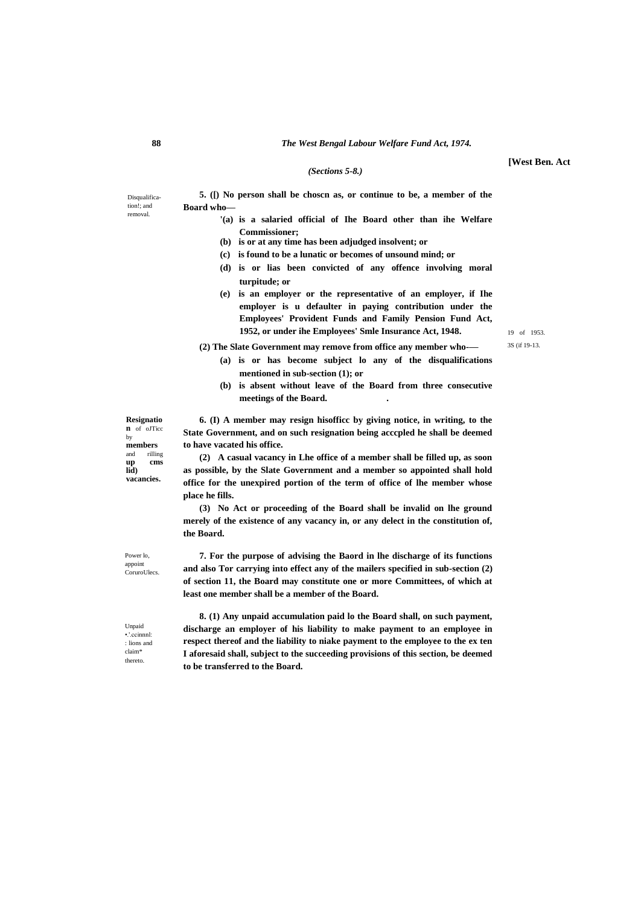*(Sections 5-8.)*

Disqualification!; and removal.

**5. ([) No person shall be choscn as, or continue to be, a member of the Board who—**

- **'(a) is a salaried official of Ihe Board other than ihe Welfare Commissioner;**
- **(b) is or at any time has been adjudged insolvent; or**
- **(c) is found to be a lunatic or becomes of unsound mind; or**
- **(d) is or lias been convicted of any offence involving moral turpitude; or**
- **(e) is an employer or the representative of an employer, if Ihe employer is u defaulter in paying contribution under the Employees' Provident Funds and Family Pension Fund Act, 1952, or under ihe Employees' Smle Insurance Act, 1948.**

19 of 1953.
3S (if 19-13.

**(2) The Slate Government may remove from office any member who-—**

- **(a) is or has become subject lo any of the disqualifications mentioned in sub-section (1); or**
- **(b) is absent without leave of the Board from three consecutive meetings of the Board.**

**Resignation** of oJTicc by **members** and rilling **up cms lid) vacancies.**

**6. (I) A member may resign hisofficc by giving notice, in writing, to the State Government, and on such resignation being acccpled he shall be deemed to have vacated his office.**

**(2) A casual vacancy in Lhe office of a member shall be filled up, as soon as possible, by the Slate Government and a member so appointed shall hold office for the unexpired portion of the term of office of lhe member whose place he fills.**

**(3) No Act or proceeding of the Board shall be invalid on lhe ground merely of the existence of any vacancy in, or any delect in the constitution of, the Board.**

Power lo, appoint CoruroUlecs.

**7. For the purpose of advising the Baord in lhe discharge of its functions and also Tor carrying into effect any of the mailers specified in sub-section (2) of section 11, the Board may constitute one or more Committees, of which at least one member shall be a member of the Board.**

Unpaid •.'.ccinnnl: : lions and claim* thereto.

**8. (1) Any unpaid accumulation paid lo the Board shall, on such payment, discharge an employer of his liability to make payment to an employee in respect thereof and the liability to niake payment to the employee to the ex ten I aforesaid shall, subject to the succeeding provisions of this section, be deemed to be transferred to the Board.**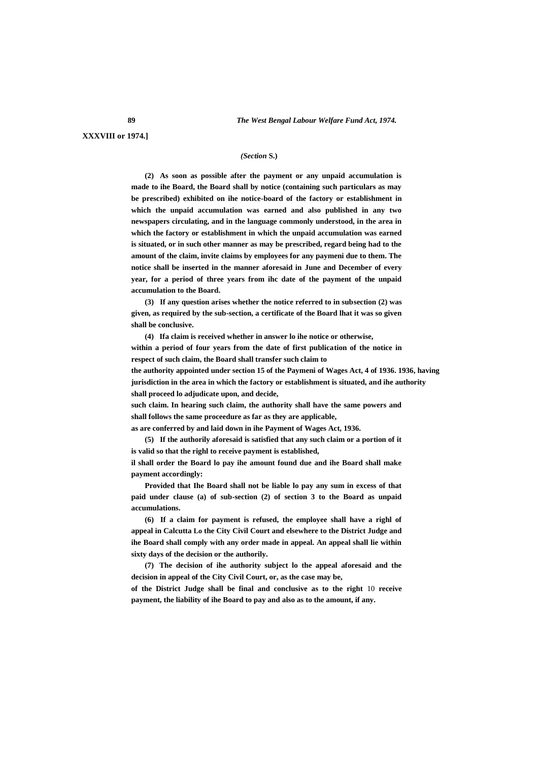XXXVIII or 1974.]

*(Section* S.)

(2) As soon as possible after the payment or any unpaid accumulation is made to ihe Board, the Board shall by notice (containing such particulars as may be prescribed) exhibited on ihe notice-board of the factory or establishment in which the unpaid accumulation was earned and also published in any two newspapers circulating, and in the language commonly understood, in the area in which the factory or establishment in which the unpaid accumulation was earned is situated, or in such other manner as may be prescribed, regard being had to the amount of the claim, invite claims by employees for any paymeni due to them. The notice shall be inserted in the manner aforesaid in June and December of every year, for a period of three years from ihc date of the payment of the unpaid accumulation to the Board.

(3) If any question arises whether the notice referred to in subsection (2) was given, as required by the sub-section, a certificate of the Board lhat it was so given shall be conclusive.

(4) Ifa claim is received whether in answer lo ihe notice or otherwise, within a period of four years from the date of first publication of the notice in respect of such claim, the Board shall transfer such claim to the authority appointed under section 15 of the Paymeni of Wages Act, 4 of 1936. 1936, having jurisdiction in the area in which the factory or establishment is situated, and ihe authority shall proceed lo adjudicate upon, and decide, such claim. In hearing such claim, the authority shall have the same powers and shall follows the same proceedure as far as they are applicable, as are conferred by and laid down in ihe Payment of Wages Act, 1936.

(5) If the authorily aforesaid is satisfied that any such claim or a portion of it is valid so that the righl to receive payment is established, il shall order the Board lo pay ihe amount found due and ihe Board shall make payment accordingly:

Provided that Ihe Board shall not be liable lo pay any sum in excess of that paid under clause (a) of sub-section (2) of section 3 to the Board as unpaid accumulations.

(6) If a claim for payment is refused, the employee shall have a righl of appeal in Calcutta Lo the City Civil Court and elsewhere to the District Judge and ihe Board shall comply with any order made in appeal. An appeal shall lie within sixty days of the decision or the authorily.

(7) The decision of ihe authority subject lo the appeal aforesaid and the decision in appeal of the City Civil Court, or, as the case may be, of the District Judge shall be final and conclusive as to the right 10 receive payment, the liability of ihe Board to pay and also as to the amount, if any.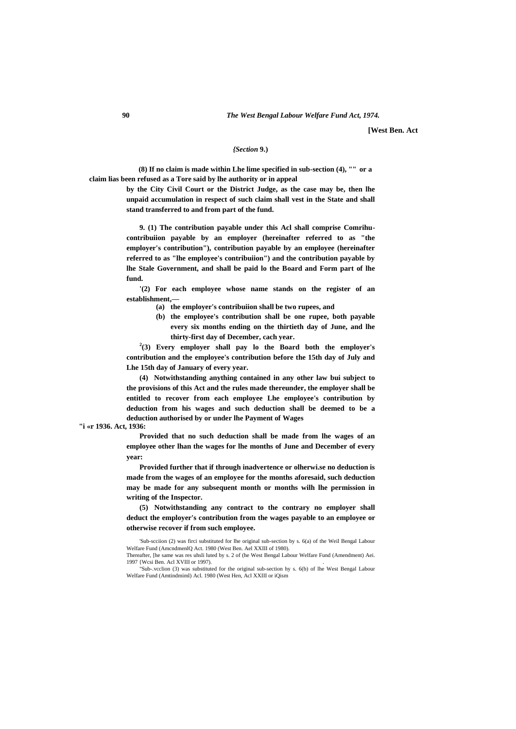*(Section 9.)*

**(8) If no claim is made within Lhe lime specified in sub-section (4), "" or a claim lias been refused as a Tore said by lhe authority or in appeal by the City Civil Court or the District Judge, as the case may be, then lhe unpaid accumulation in respect of such claim shall vest in the State and shall stand transferred to and from part of the fund.**

**9. (1) The contribution payable under this Acl shall comprise Comrihu-contribuiion payable by an employer (hereinafter referred to as "the employer's contribution"), contribution payable by an employee (hereinafter referred to as "lhe employee's contribuiion") and the contribution payable by lhe Stale Government, and shall be paid lo the Board and Form part of lhe fund.**

**'(2) For each employee whose name stands on the register of an establishment,—**

- **(a) the employer's contribuiion shall be two rupees, and**
- **(b) the employee's contribution shall be one rupee, both payable every six months ending on the thirtieth day of June, and lhe thirty-first day of December, cach year.**

**[2](3) Every employer shall pay lo the Board both the employer's contribution and the employee's contribution before the 15th day of July and Lhe 15th day of January of every year.**

**(4) Notwithstanding anything contained in any other law bui subject to the provisions of this Act and the rules made thereunder, the employer shall be entitled to recover from each employee Lhe employee's contribution by deduction from his wages and such deduction shall be deemed to be a deduction authorised by or under lhe Payment of Wages**

**"i «r 1936. Act, 1936:**

**Provided that no such deduction shall be made from lhe wages of an employee other lhan the wages for lhe months of June and December of every year:**

**Provided further that if through inadvertence or olherwi.se no deduction is made from the wages of an employee for the months aforesaid, such deduction may be made for any subsequent month or months wilh lhe permission in writing of the Inspector.**

**(5) Notwithstanding any contract to the contrary no employer shall deduct the employer's contribution from the wages payable to an employee or otherwise recover if from such employee.**

'Sub-scciion (2) was firci substituted for lhe original sub-section by s. 6(a) of the Weil Bengal Labour Welfare Fund (AmcndmenlQ Act. 1980 (West Ben. Ael XXIII of 1980).
Thereafter, [he same was res uhsli luted by s. 2 of (he West Bengal Labour Welfare Fund (Amendment) Aei. 1997 {Wcsi Ben. Acl XVIII or 1997).

"Sub-.vcclion (3) was substituted for the original sub-section hy s. 6(b) of lhe West Bengal Labour Welfare Fund (Amtindmiml) Acl. 1980 (West Hen, Acl XXIII or iQism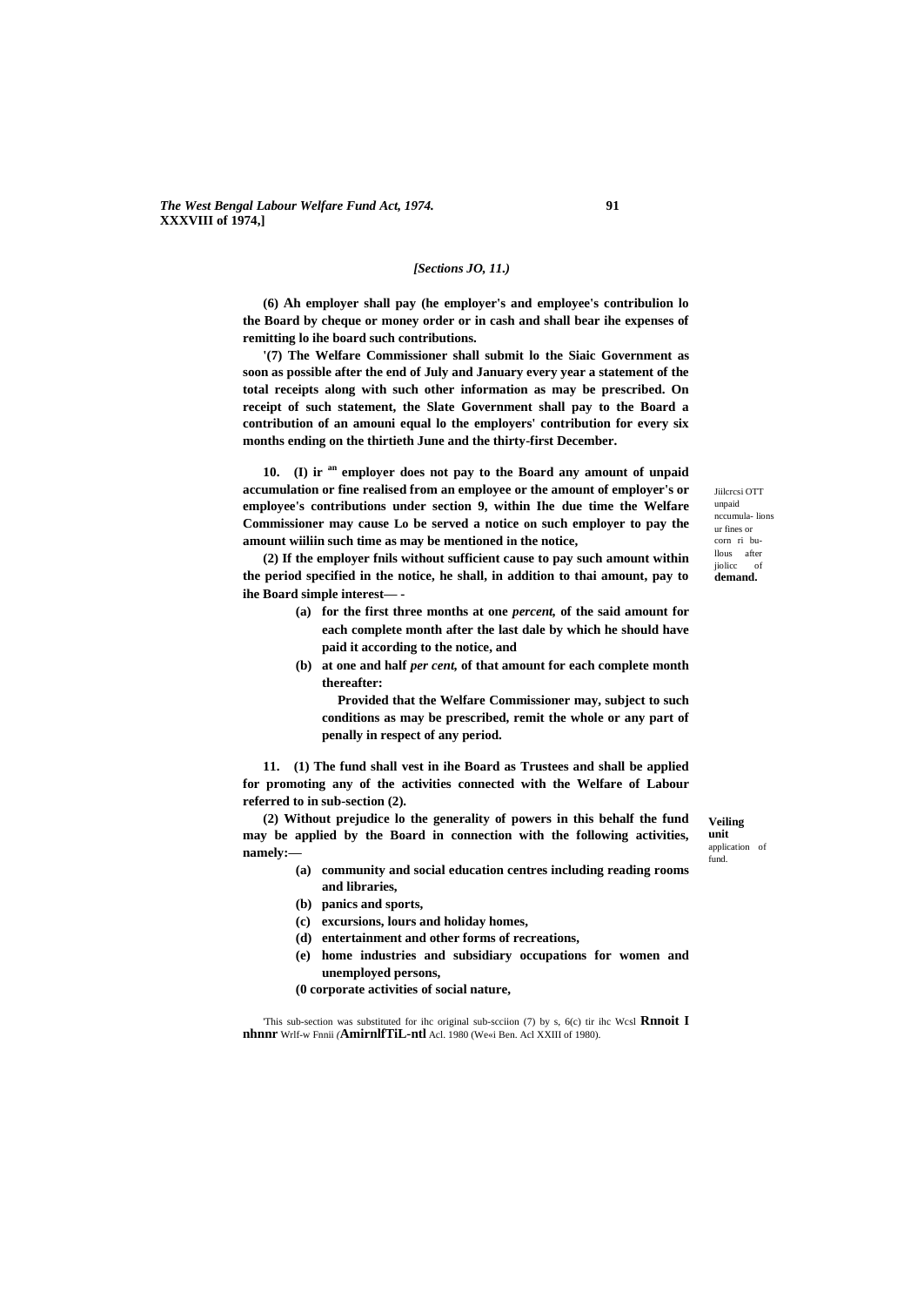*[Sections JO, 11.)*

**(6) Ah employer shall pay (he employer's and employee's contribulion lo the Board by cheque or money order or in cash and shall bear ihe expenses of remitting lo ihe board such contributions.**

**'(7) The Welfare Commissioner shall submit lo the Siaic Government as soon as possible after the end of July and January every year a statement of the total receipts along with such other information as may be prescribed. On receipt of such statement, the Slate Government shall pay to the Board a contribution of an amouni equal lo the employers' contribution for every six months ending on the thirtieth June and the thirty-first December.**

Jiilcrcsi OTT unpaid nccumula- lions ur fines or corn ri bu-llous after jiolicc of **demand.**

**10. (I) ir an employer does not pay to the Board any amount of unpaid accumulation or fine realised from an employee or the amount of employer's or employee's contributions under section 9, within Ihe due time the Welfare Commissioner may cause Lo be served a notice on such employer to pay the amount wiiliin such time as may be mentioned in the notice,**

**(2) If the employer fnils without sufficient cause to pay such amount within the period specified in the notice, he shall, in addition to thai amount, pay to ihe Board simple interest— -**

**(a) for the first three months at one *percent,* of the said amount for each complete month after the last dale by which he should have paid it according to the notice, and**

**(b) at one and half *per cent,* of that amount for each complete month thereafter:**

**Provided that the Welfare Commissioner may, subject to such conditions as may be prescribed, remit the whole or any part of penally in respect of any period.**

**Veiling unit** application of fund.

**11. (1) The fund shall vest in ihe Board as Trustees and shall be applied for promoting any of the activities connected with the Welfare of Labour referred to in sub-section (2).**

**(2) Without prejudice lo the generality of powers in this behalf the fund may be applied by the Board in connection with the following activities, namely:—**

**(a) community and social education centres including reading rooms and libraries,**

**(b) panics and sports,**

**(c) excursions, lours and holiday homes,**

**(d) entertainment and other forms of recreations,**

**(e) home industries and subsidiary occupations for women and unemployed persons,**

**(0 corporate activities of social nature,**

'This sub-section was substituted for ihc original sub-scciion (7) by s, 6(c) tir ihc Wcsl **Rnnoit I nhnnr** Wrlf-w Fnnii (**AmirnlfTiL-ntl** Acl. 1980 (We«i Ben. Acl XXIII of 1980).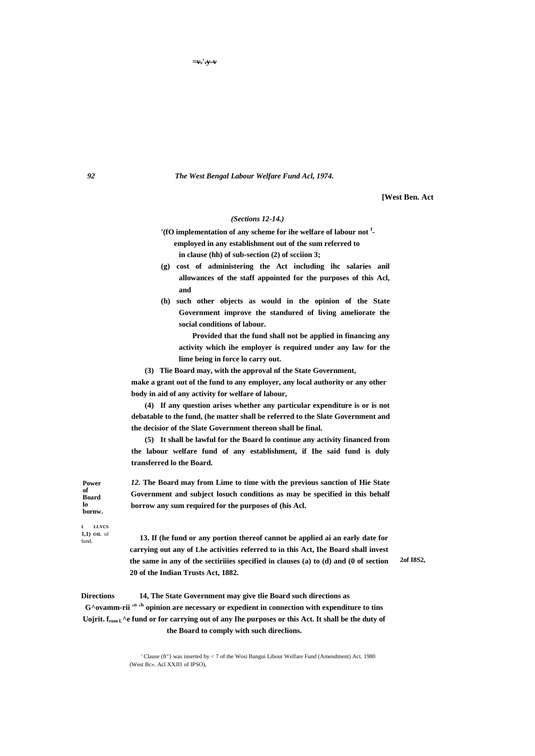[West Ben. Act

*(Sections 12-14.)*

'(fO implementation of any scheme for ihe welfare of labour not [f]-employed in any establishment out of the sum referred to in clause (hh) of sub-section (2) of scciion 3;

(g) cost of administering the Act including ihc salaries anil allowances of the staff appointed for the purposes of this Acl, and

(h) such other objects as would in the opinion of the State Government improve the standured of living ameliorate the social conditions of labour.

Provided that the fund shall not be applied in financing any activity which ihe employer is required under any law for the lime being in force lo carry out.

(3) Tlie Board may, with the approval nf the State Government, make a grant out of the fund to any employer, any local authority or any other body in aid of any activity for welfare of labour,

(4) If any question arises whether any particular expenditure is or is not debatable to the fund, (he matter shall be referred to the Slate Government and the decisior of the Slate Government thereon shall be final.

(5) It shall be lawful for the Board lo continue any activity financed from the labour welfare fund of any establishment, if Ihe said fund is duly transferred lo the Board.

**Power of Board lo bornw.**

*12.* The Board may from Lime to time with the previous sanction of Hie State Government and subject losuch conditions as may be specified in this behalf borrow any sum required for the purposes of (his Acl.

**I LLVCS 1,1) OIL of fund.**

13. If (he fund or any portion thereof cannot be applied ai an early date for carrying out any of Lhe activities referred to in this Act, Ihe Board shall invest the same in any of the sectiriiies specified in clauses (a) to (d) and (0 of section 20 of the Indian Trusts Act, 1882.

2of I8S2,

**Directions**

14, The State Government may give tlie Board such directions as G^ovamm-rii 'n 'ls opinion are necessary or expedient in connection with expenditure to tins Uojrit. from L^e fund or for carrying out of any Ihe purposes or this Act. It shall be the duty of the Board to comply with such direclions.

' Clause (ft"} was inserted by < 7 of the Wosi Bangui Libour Welfare Fund (Amendment) Act. 1980 (West Bc». Acl XXJI1 of IPSO),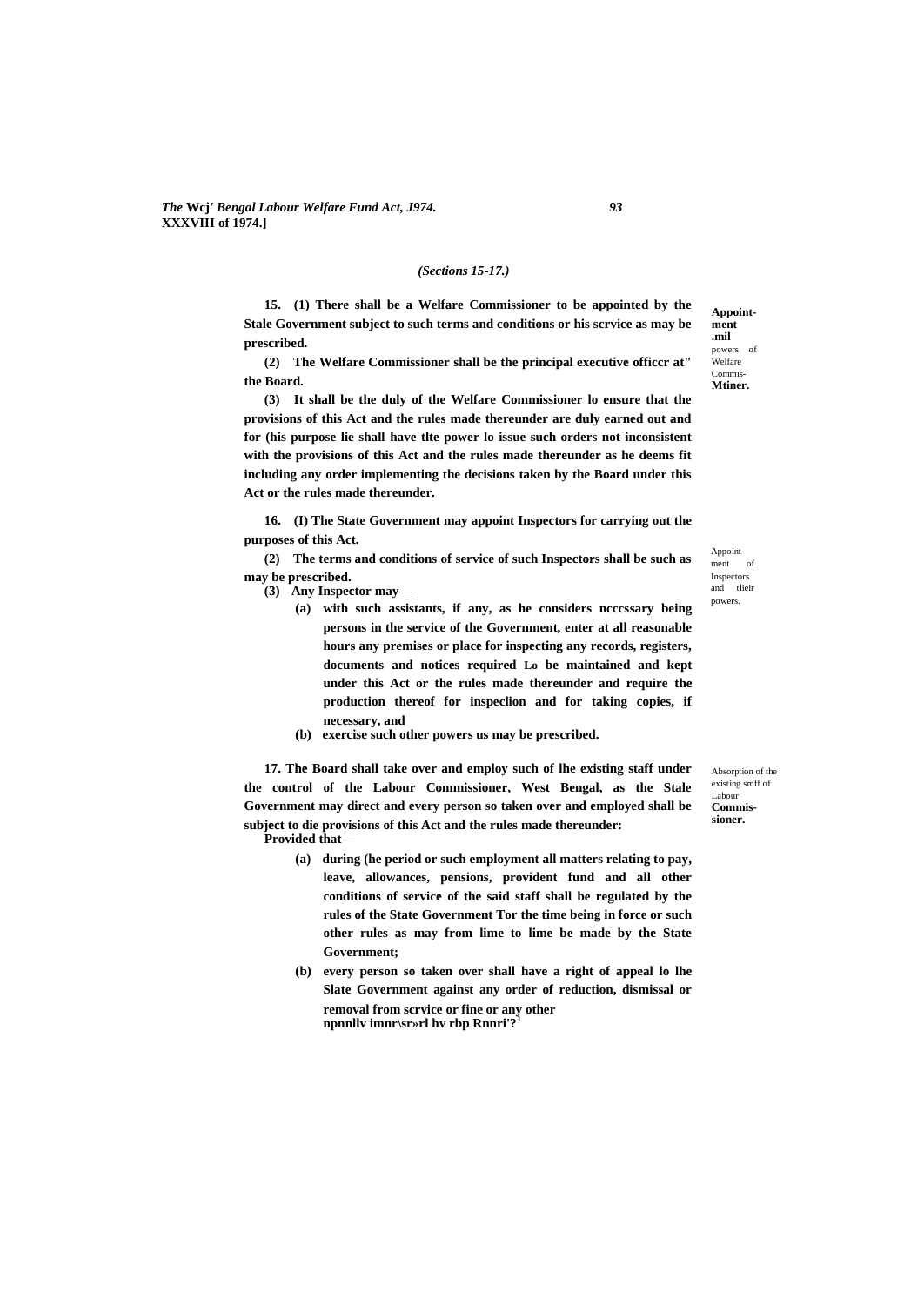*(Sections 15-17.)*

**15. (1) There shall be a Welfare Commissioner to be appointed by the Stale Government subject to such terms and conditions or his scrvice as may be prescribed.**

**Appoint-ment .mil** powers of Welfare Commis-**Mtiner.**

**(2) The Welfare Commissioner shall be the principal executive officcr at" the Board.**

**(3) It shall be the duly of the Welfare Commissioner lo ensure that the provisions of this Act and the rules made thereunder are duly earned out and for (his purpose lie shall have tlte power lo issue such orders not inconsistent with the provisions of this Act and the rules made thereunder as he deems fit including any order implementing the decisions taken by the Board under this Act or the rules made thereunder.**

**16. (I) The State Government may appoint Inspectors for carrying out the purposes of this Act.**

Appoint-ment of Inspectors and tlieir powers.

**(2) The terms and conditions of service of such Inspectors shall be such as may be prescribed.**

**(3) Any Inspector may—**

**(a) with such assistants, if any, as he considers ncccssary being persons in the service of the Government, enter at all reasonable hours any premises or place for inspecting any records, registers, documents and notices required Lo be maintained and kept under this Act or the rules made thereunder and require the production thereof for inspeclion and for taking copies, if necessary, and**

**(b) exercise such other powers us may be prescribed.**

**17. The Board shall take over and employ such of lhe existing staff under the control of the Labour Commissioner, West Bengal, as the Stale Government may direct and every person so taken over and employed shall be subject to die provisions of this Act and the rules made thereunder:**

Absorption of the existing smff of Labour **Commis-sioner.**

**Provided that—**

**(a) during (he period or such employment all matters relating to pay, leave, allowances, pensions, provident fund and all other conditions of service of the said staff shall be regulated by the rules of the State Government Tor the time being in force or such other rules as may from lime to lime be made by the State Government;**

**(b) every person so taken over shall have a right of appeal lo lhe Slate Government against any order of reduction, dismissal or removal from scrvice or fine or any other npnnllv imnr\sr»rl hv rbp Rnnri'?[1]**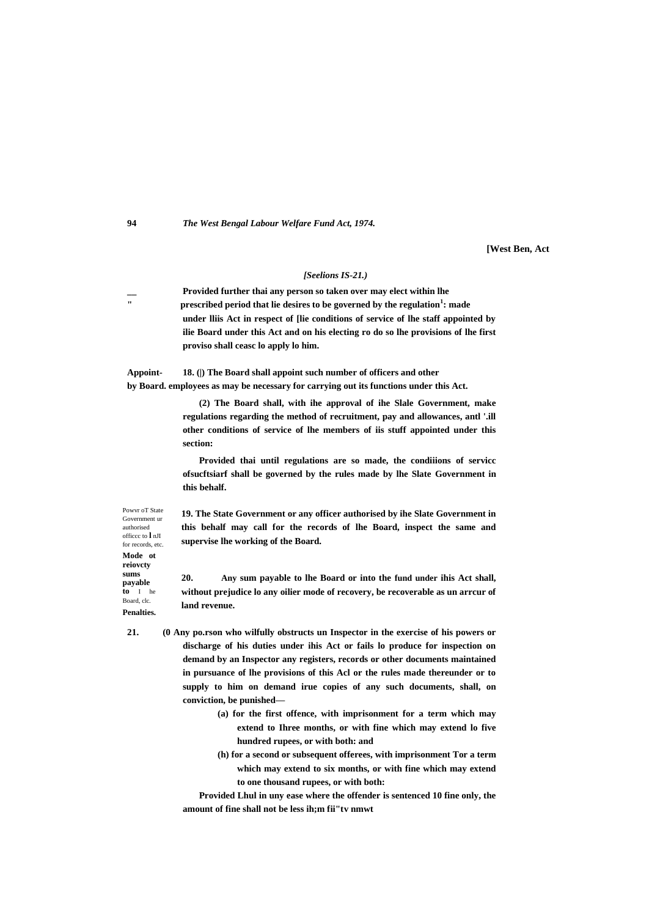*[Seelions IS-21.)*

Provided further thai any person so taken over may elect within lhe prescribed period that lie desires to be governed by the regulation[1]: made under lliis Act in respect of [lie conditions of service of lhe staff appointed by ilie Board under this Act and on his electing ro do so lhe provisions of lhe first proviso shall ceasc lo apply lo him.

**Appointment by Board.** 18. (|) The Board shall appoint such number of officers and other employees as may be necessary for carrying out its functions under this Act.

(2) The Board shall, with ihe approval of ihe Slale Government, make regulations regarding the method of recruitment, pay and allowances, antl '.ill other conditions of service of lhe members of iis stuff appointed under this section:

Provided thai until regulations are so made, the condiiions of servicc ofsucftsiarf shall be governed by the rules made by lhe Slate Government in this behalf.

*Powvr oT State Government ur authorised officcc to l nJI for records, etc.*

19. The State Government or any officer authorised by ihe Slate Government in this behalf may call for the records of lhe Board, inspect the same and supervise lhe working of the Board.

**Mode ot reiovcty sums payable to** I he Board, clc.

20. Any sum payable to lhe Board or into the fund under ihis Act shall, without prejudice lo any oilier mode of recovery, be recoverable as un arrcur of land revenue.

**Penalties.**

21. (0 Any po.rson who wilfully obstructs un Inspector in the exercise of his powers or discharge of his duties under ihis Act or fails lo produce for inspection on demand by an Inspector any registers, records or other documents maintained in pursuance of lhe provisions of this Acl or the rules made thereunder or to supply to him on demand irue copies of any such documents, shall, on conviction, be punished—

(a) for the first offence, with imprisonment for a term which may extend to Ihree months, or with fine which may extend lo five hundred rupees, or with both: and

(h) for a second or subsequent offerees, with imprisonment Tor a term which may extend to six months, or with fine which may extend to one thousand rupees, or with both:

Provided Lhul in uny ease where the offender is sentenced 10 fine only, the amount of fine shall not be less ih;m fii"tv nmwt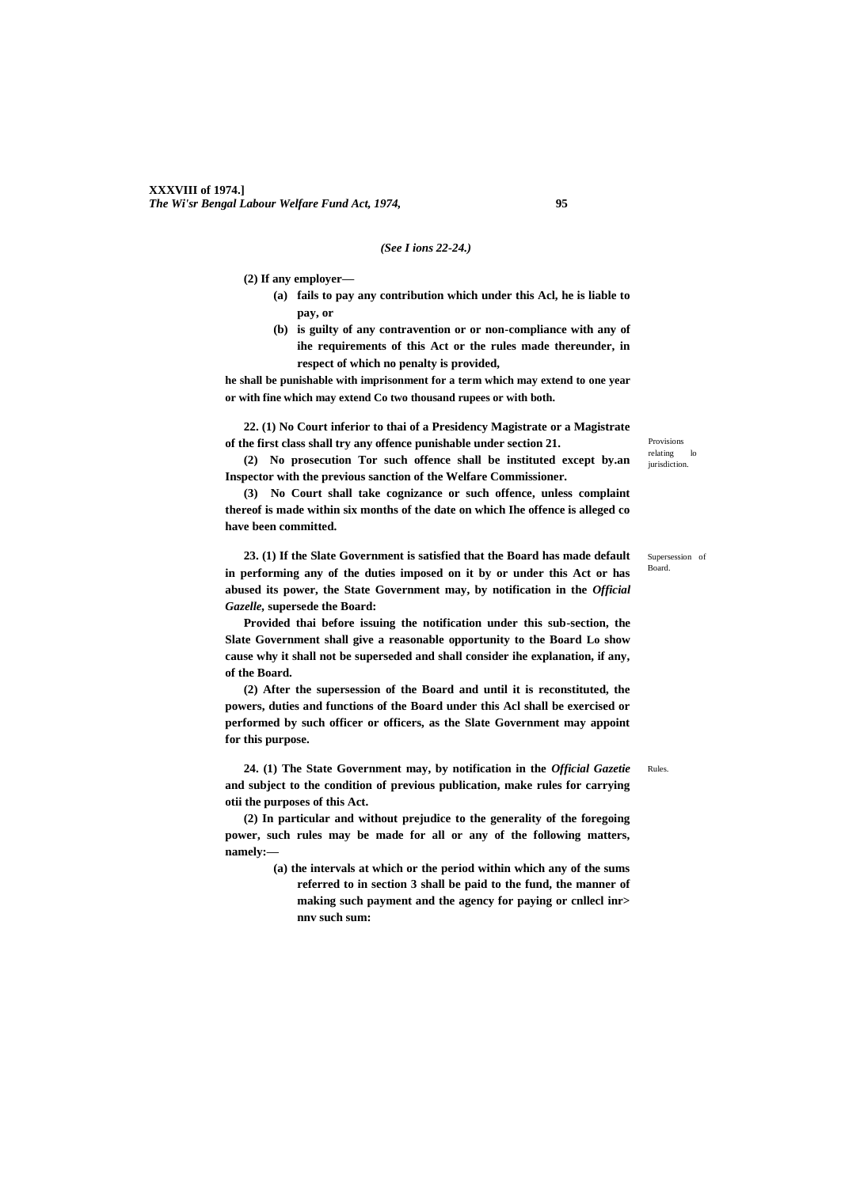*(See I ions 22-24.)*

**(2) If any employer—**

- **(a) fails to pay any contribution which under this Acl, he is liable to pay, or**
- **(b) is guilty of any contravention or or non-compliance with any of ihe requirements of this Act or the rules made thereunder, in respect of which no penalty is provided,**

**he shall be punishable with imprisonment for a term which may extend to one year or with fine which may extend Co two thousand rupees or with both.**

Provisions relating lo jurisdiction.

**22. (1) No Court inferior to thai of a Presidency Magistrate or a Magistrate of the first class shall try any offence punishable under section 21.**

**(2) No prosecution Tor such offence shall be instituted except by.an Inspector with the previous sanction of the Welfare Commissioner.**

**(3) No Court shall take cognizance or such offence, unless complaint thereof is made within six months of the date on which Ihe offence is alleged co have been committed.**

Supersession of Board.

**23. (1) If the Slate Government is satisfied that the Board has made default in performing any of the duties imposed on it by or under this Act or has abused its power, the State Government may, by notification in the *Official Gazelle*, supersede the Board:**

**Provided thai before issuing the notification under this sub-section, the Slate Government shall give a reasonable opportunity to the Board Lo show cause why it shall not be superseded and shall consider ihe explanation, if any, of the Board.**

**(2) After the supersession of the Board and until it is reconstituted, the powers, duties and functions of the Board under this Acl shall be exercised or performed by such officer or officers, as the Slate Government may appoint for this purpose.**

Rules.

**24. (1) The State Government may, by notification in the *Official Gazetie* and subject to the condition of previous publication, make rules for carrying otii the purposes of this Act.**

**(2) In particular and without prejudice to the generality of the foregoing power, such rules may be made for all or any of the following matters, namely:—**

- **(a) the intervals at which or the period within which any of the sums referred to in section 3 shall be paid to the fund, the manner of making such payment and the agency for paying or cnllecl inr> nnv such sum:**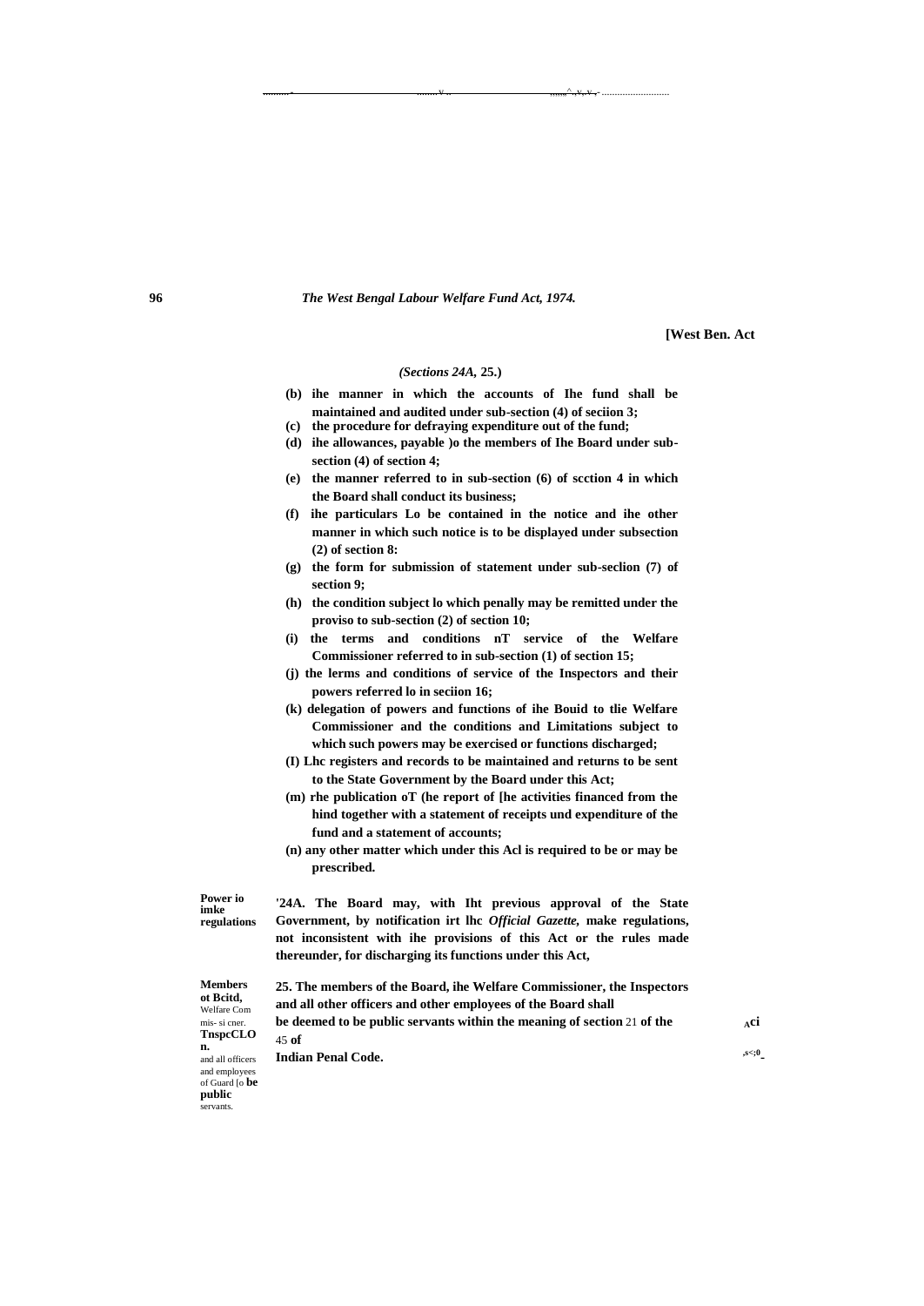*(Sections 24A, 25.)*

(b) ihe manner in which the accounts of Ihe fund shall be maintained and audited under sub-section (4) of seciion 3;

(c) the procedure for defraying expenditure out of the fund;

(d) ihe allowances, payable )o the members of Ihe Board under sub-section (4) of section 4;

(e) the manner referred to in sub-section (6) of scction 4 in which the Board shall conduct its business;

(f) ihe particulars Lo be contained in the notice and ihe other manner in which such notice is to be displayed under subsection (2) of section 8:

(g) the form for submission of statement under sub-seclion (7) of section 9;

(h) the condition subject lo which penally may be remitted under the proviso to sub-section (2) of section 10;

(i) the terms and conditions nT service of the Welfare Commissioner referred to in sub-section (1) of section 15;

(j) the lerms and conditions of service of the Inspectors and their powers referred lo in seciion 16;

(k) delegation of powers and functions of ihe Bouid to tlie Welfare Commissioner and the conditions and Limitations subject to which such powers may be exercised or functions discharged;

(I) Lhc registers and records to be maintained and returns to be sent to the State Government by the Board under this Act;

(m) rhe publication oT (he report of [he activities financed from the hind together with a statement of receipts und expenditure of the fund and a statement of accounts;

(n) any other matter which under this Acl is required to be or may be prescribed.

**Power io imke regulations**

'24A. The Board may, with Iht previous approval of the State Government, by notification irt lhc *Official Gazette,* make regulations, not inconsistent with ihe provisions of this Act or the rules made thereunder, for discharging its functions under this Act,

**Members ot Bcitd,** Welfare Com mis- si cner. **TnspcCLO n.** and all officers and employees of Guard [o **be public** servants.

25. The members of the Board, ihe Welfare Commissioner, the Inspectors and all other officers and other employees of the Board shall be deemed to be public servants within the meaning of section 21 of the Indian Penal Code.

45 of

Aci

,s<;0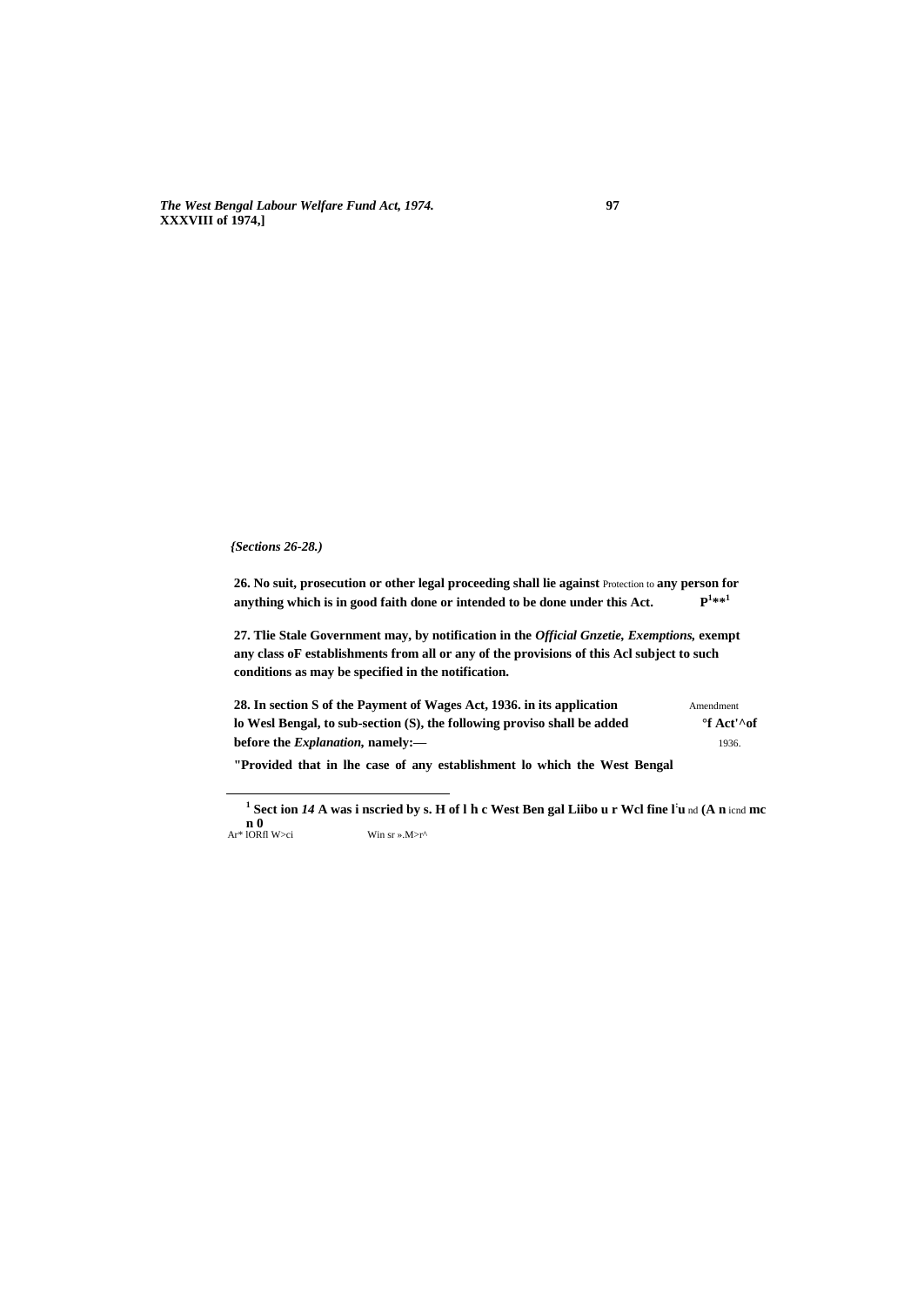*{Sections 26-28.)*

**26. No suit, prosecution or other legal proceeding shall lie against** Protection to **any person for anything which is in good faith done or intended to be done under this Act. P[1]**[1]**

**27. Tlie Stale Government may, by notification in the *Official Gnzetie, Exemptions,* exempt any class oF establishments from all or any of the provisions of this Acl subject to such conditions as may be specified in the notification.**

**28. In section S of the Payment of Wages Act, 1936. in its application** Amendment **lo Wesl Bengal, to sub-section (S), the following proviso shall be added °f Act'^of before the *Explanation,* namely:—** 1936.

**"Provided that in lhe case of any establishment lo which the West Bengal**

---

[1] **Sect ion *14* A was i nscried by s. H of l h c West Ben gal Liibo u r Wcl fine l'u** nd **(A n** icnd **mc n 0**
Ar* lORfl W>ci Win sr ».M>r^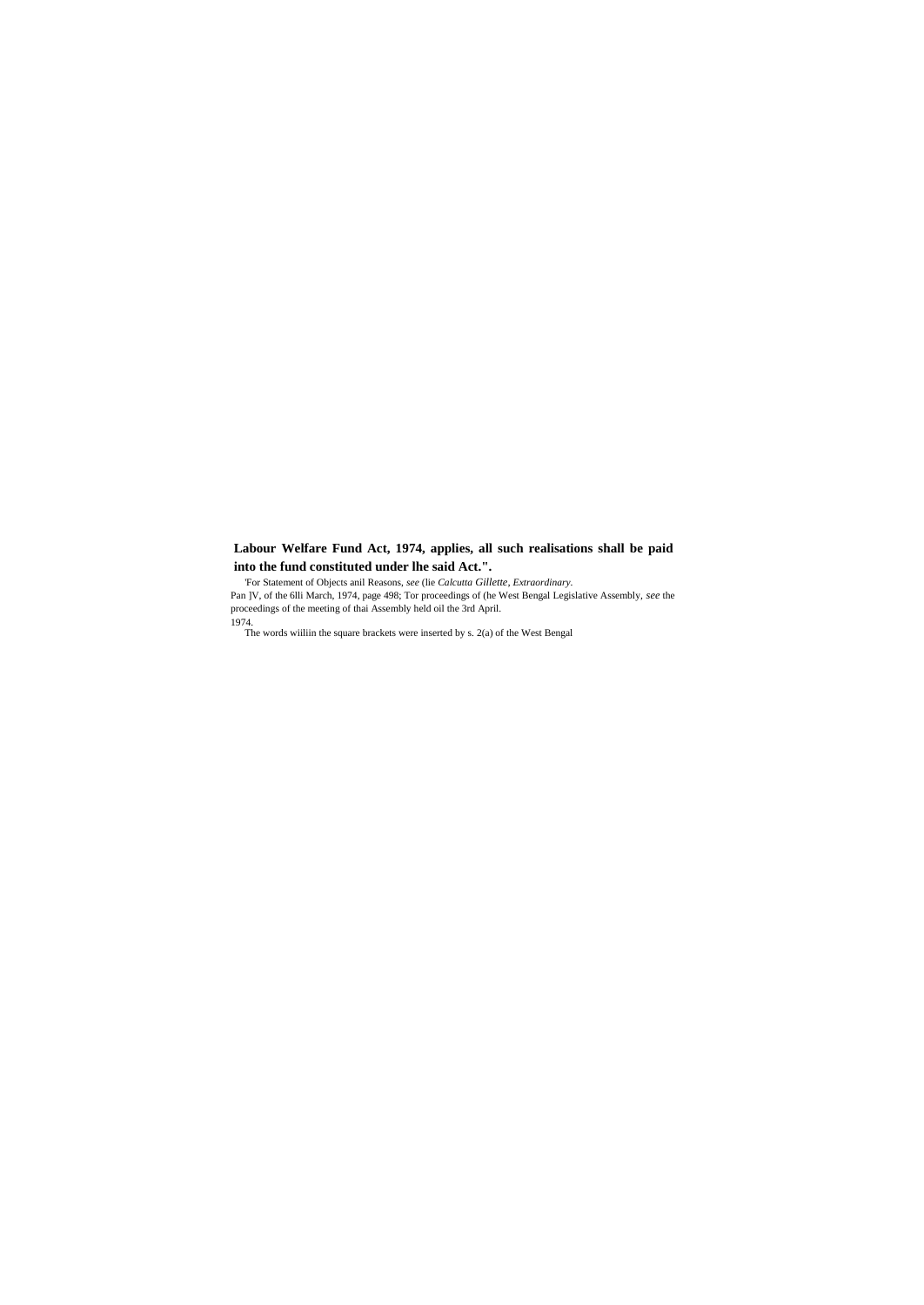**Labour Welfare Fund Act, 1974, applies, all such realisations shall be paid into the fund constituted under lhe said Act.".**

'For Statement of Objects anil Reasons, *see* (lie *Calcutta Gillette, Extraordinary.* Pan ]V, of the 6lli March, 1974, page 498; Tor proceedings of (he West Bengal Legislative Assembly, *see* the proceedings of the meeting of thai Assembly held oil the 3rd April. 1974.

The words wiiliin the square brackets were inserted by s. 2(a) of the West Bengal